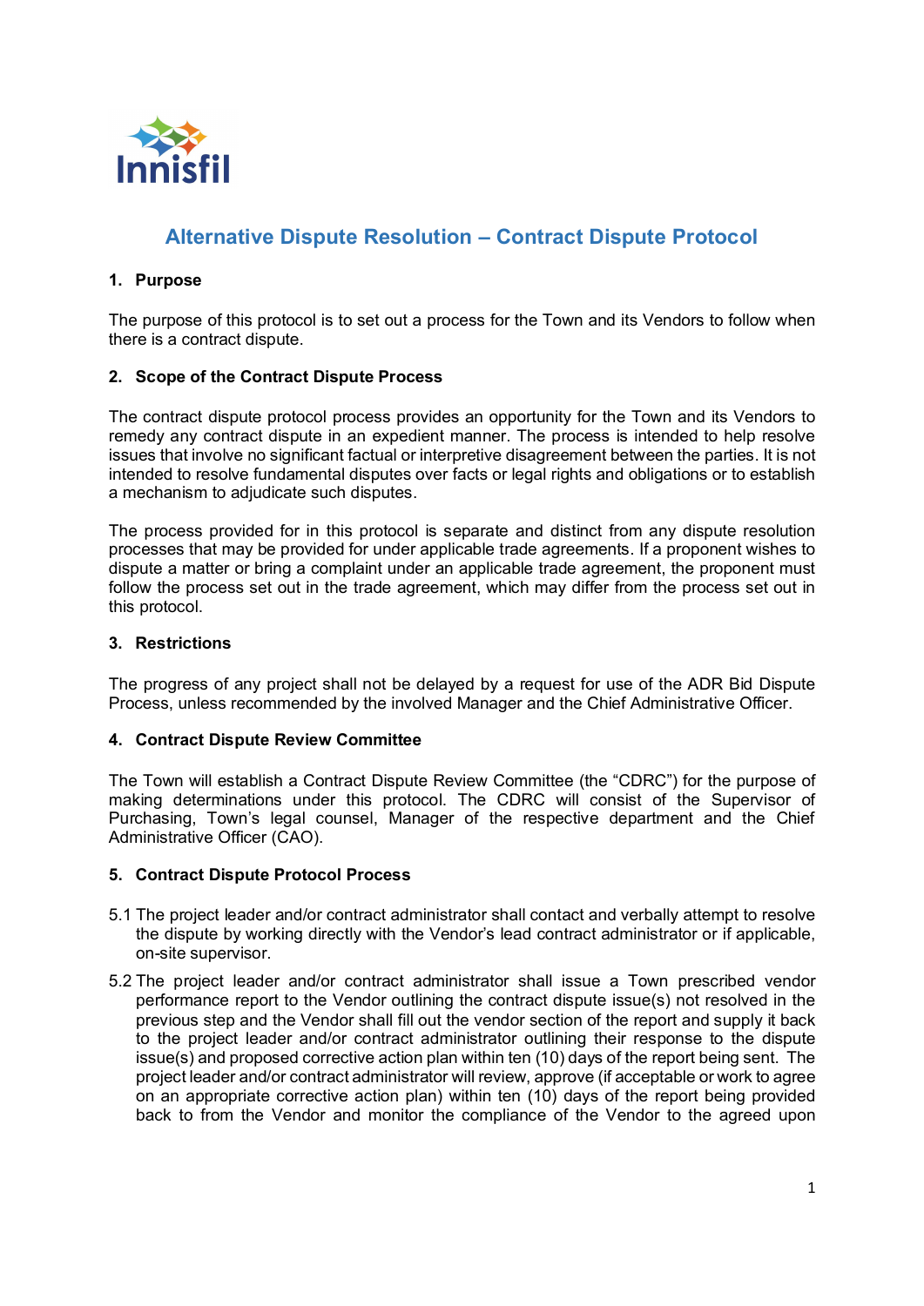Innisfil

# Alternative Dispute Resolution – Contract Dispute Protocol

## 1. Purpose

The purpose of this protocol is to set out a process for the Town and its Vendors to follow when there is a contract dispute.

## 2. Scope of the Contract Dispute Process

The contract dispute protocol process provides an opportunity for the Town and its Vendors to remedy any contract dispute in an expedient manner. The process is intended to help resolve issues that involve no significant factual or interpretive disagreement between the parties. It is not intended to resolve fundamental disputes over facts or legal rights and obligations or to establish a mechanism to adjudicate such disputes.

The process provided for in this protocol is separate and distinct from any dispute resolution processes that may be provided for under applicable trade agreements. If a proponent wishes to dispute a matter or bring a complaint under an applicable trade agreement, the proponent must follow the process set out in the trade agreement, which may differ from the process set out in this protocol.

## 3. Restrictions

The progress of any project shall not be delayed by a request for use of the ADR Bid Dispute Process, unless recommended by the involved Manager and the Chief Administrative Officer.

## 4. Contract Dispute Review Committee

The Town will establish a Contract Dispute Review Committee (the "CDRC") for the purpose of making determinations under this protocol. The CDRC will consist of the Supervisor of Purchasing, Town's legal counsel, Manager of the respective department and the Chief Administrative Officer (CAO).

## 5. Contract Dispute Protocol Process

5.1 The project leader and/or contract administrator shall contact and verbally attempt to resolve the dispute by working directly with the Vendor's lead contract administrator or if applicable, on-site supervisor.

5.2 The project leader and/or contract administrator shall issue a Town prescribed vendor performance report to the Vendor outlining the contract dispute issue(s) not resolved in the previous step and the Vendor shall fill out the vendor section of the report and supply it back to the project leader and/or contract administrator outlining their response to the dispute issue(s) and proposed corrective action plan within ten (10) days of the report being sent. The project leader and/or contract administrator will review, approve (if acceptable or work to agree on an appropriate corrective action plan) within ten (10) days of the report being provided back to from the Vendor and monitor the compliance of the Vendor to the agreed upon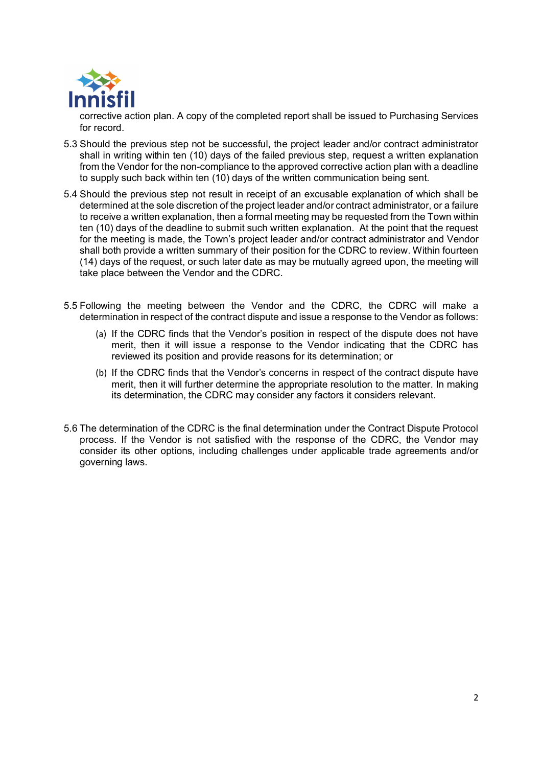corrective action plan. A copy of the completed report shall be issued to Purchasing Services for record.

5.3 Should the previous step not be successful, the project leader and/or contract administrator shall in writing within ten (10) days of the failed previous step, request a written explanation from the Vendor for the non-compliance to the approved corrective action plan with a deadline to supply such back within ten (10) days of the written communication being sent.

5.4 Should the previous step not result in receipt of an excusable explanation of which shall be determined at the sole discretion of the project leader and/or contract administrator, or a failure to receive a written explanation, then a formal meeting may be requested from the Town within ten (10) days of the deadline to submit such written explanation. At the point that the request for the meeting is made, the Town's project leader and/or contract administrator and Vendor shall both provide a written summary of their position for the CDRC to review. Within fourteen (14) days of the request, or such later date as may be mutually agreed upon, the meeting will take place between the Vendor and the CDRC.

5.5 Following the meeting between the Vendor and the CDRC, the CDRC will make a determination in respect of the contract dispute and issue a response to the Vendor as follows:

(a) If the CDRC finds that the Vendor's position in respect of the dispute does not have merit, then it will issue a response to the Vendor indicating that the CDRC has reviewed its position and provide reasons for its determination; or

(b) If the CDRC finds that the Vendor's concerns in respect of the contract dispute have merit, then it will further determine the appropriate resolution to the matter. In making its determination, the CDRC may consider any factors it considers relevant.

5.6 The determination of the CDRC is the final determination under the Contract Dispute Protocol process. If the Vendor is not satisfied with the response of the CDRC, the Vendor may consider its other options, including challenges under applicable trade agreements and/or governing laws.